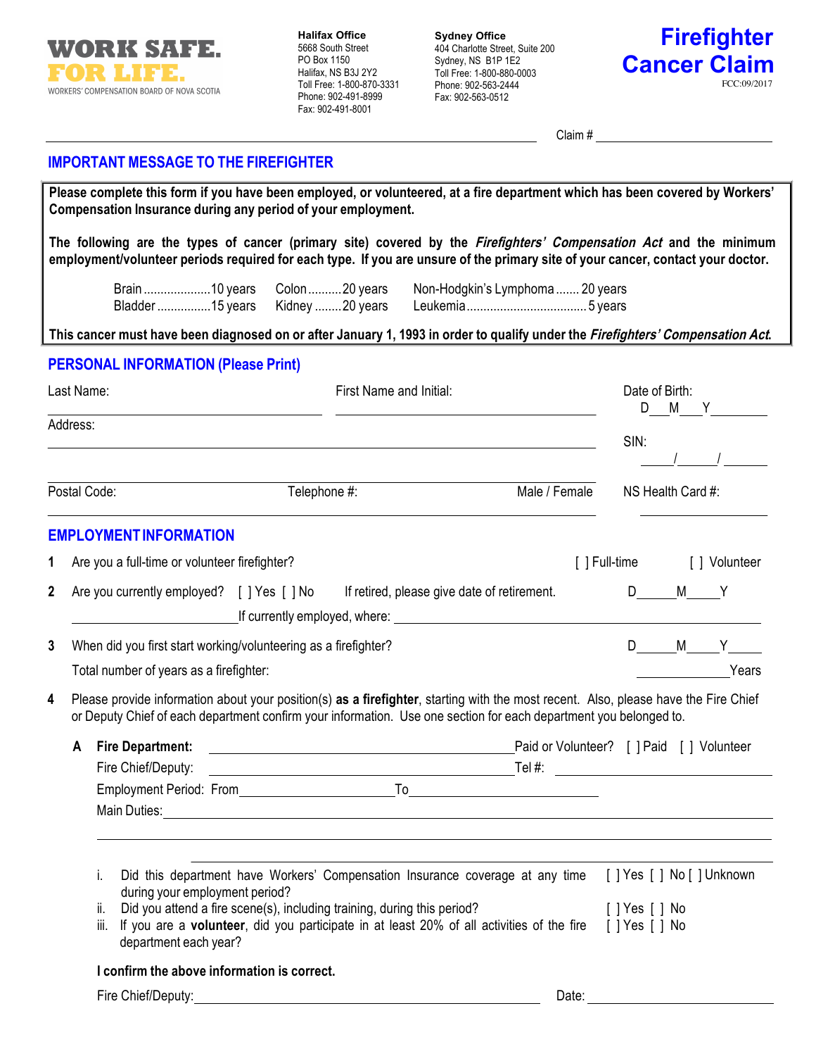**WORK SAFE. FOR LIFE.**
WORKERS' COMPENSATION BOARD OF NOVA SCOTIA

**Halifax Office**
5668 South Street
PO Box 1150
Halifax, NS B3J 2Y2
Toll Free: 1-800-870-3331
Phone: 902-491-8999
Fax: 902-491-8001

**Sydney Office**
404 Charlotte Street, Suite 200
Sydney, NS B1P 1E2
Toll Free: 1-800-880-0003
Phone: 902-563-2444
Fax: 902-563-0512

# Firefighter Cancer Claim

FCC:09/2017

Claim # ______________________

## IMPORTANT MESSAGE TO THE FIREFIGHTER

**Please complete this form if you have been employed, or volunteered, at a fire department which has been covered by Workers' Compensation Insurance during any period of your employment.**

**The following are the types of cancer (primary site) covered by the *Firefighters' Compensation Act* and the minimum employment/volunteer periods required for each type. If you are unsure of the primary site of your cancer, contact your doctor.**

| | | |
|---|---|---|
| Brain ....................10 years | Colon ..........20 years | Non-Hodgkin's Lymphoma ....... 20 years |
| Bladder ................15 years | Kidney ........20 years | Leukemia ................................... 5 years |

**This cancer must have been diagnosed on or after January 1, 1993 in order to qualify under the *Firefighters' Compensation Act*.**

## PERSONAL INFORMATION (Please Print)

Last Name: ______________________ First Name and Initial: ______________________ Date of Birth: D___M___Y________

Address: ______________________________________________ SIN: _____/_____/_____

Postal Code: ______________ Telephone #: ______________ Male / Female NS Health Card #: ______________

## EMPLOYMENT INFORMATION

**1** Are you a full-time or volunteer firefighter? [ ] Full-time [ ] Volunteer

**2** Are you currently employed? [ ] Yes [ ] No If retired, please give date of retirement. D______M_____Y

______________________ If currently employed, where: ______________________________________

**3** When did you first start working/volunteering as a firefighter? D______M_____Y_____

Total number of years as a firefighter: ______________Years

**4** Please provide information about your position(s) **as a firefighter**, starting with the most recent. Also, please have the Fire Chief or Deputy Chief of each department confirm your information. Use one section for each department you belonged to.

**A** **Fire Department:** ______________________________ Paid or Volunteer? [ ] Paid [ ] Volunteer

Fire Chief/Deputy: ______________________________ Tel #: ______________________

Employment Period: From______________________To______________________

Main Duties: ____________________________________________________________

____________________________________________________________

____________________________________________________________

i. Did this department have Workers' Compensation Insurance coverage at any time during your employment period? [ ] Yes [ ] No [ ] Unknown

ii. Did you attend a fire scene(s), including training, during this period? [ ] Yes [ ] No

iii. If you are a **volunteer**, did you participate in at least 20% of all activities of the fire department each year? [ ] Yes [ ] No

**I confirm the above information is correct.**

Fire Chief/Deputy: ______________________________________ Date: ______________________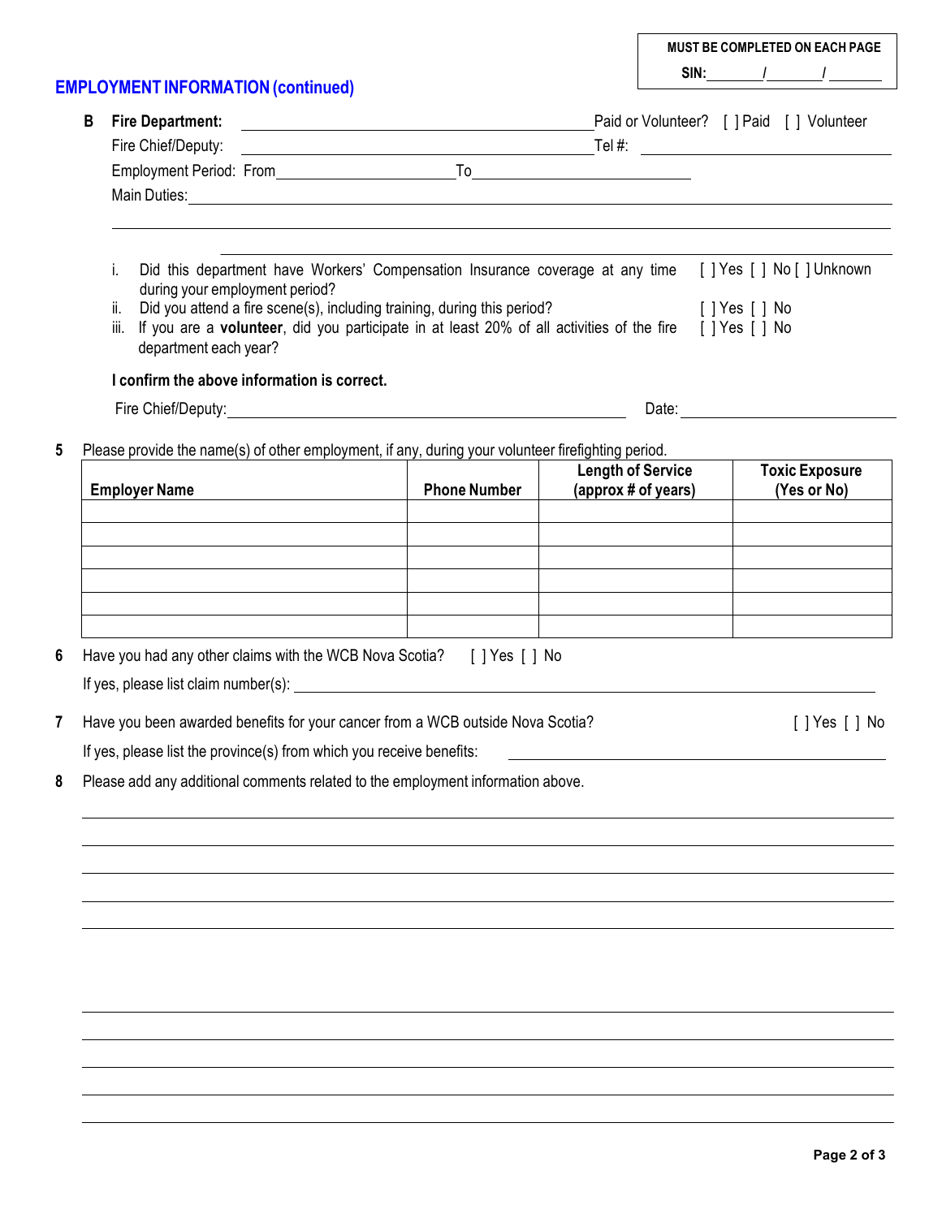**MUST BE COMPLETED ON EACH PAGE**

**SIN:**_______/_______/_______

## EMPLOYMENT INFORMATION (continued)

**B** **Fire Department:** ______________________________ Paid or Volunteer? [ ] Paid [ ] Volunteer

Fire Chief/Deputy: ______________________________ Tel #: ____________________

Employment Period: From ____________________ To ____________________

Main Duties: ________________________________________________________________

________________________________________________________________

________________________________________________________________

i. Did this department have Workers' Compensation Insurance coverage at any time during your employment period? [ ] Yes [ ] No [ ] Unknown

ii. Did you attend a fire scene(s), including training, during this period? [ ] Yes [ ] No

iii. If you are a **volunteer**, did you participate in at least 20% of all activities of the fire department each year? [ ] Yes [ ] No

**I confirm the above information is correct.**

Fire Chief/Deputy: ______________________________ Date: ____________________

**5** Please provide the name(s) of other employment, if any, during your volunteer firefighting period.

| Employer Name | Phone Number | Length of Service (approx # of years) | Toxic Exposure (Yes or No) |
|---|---|---|---|
| | | | |
| | | | |
| | | | |
| | | | |
| | | | |
| | | | |

**6** Have you had any other claims with the WCB Nova Scotia? [ ] Yes [ ] No

If yes, please list claim number(s): ________________________________________________

**7** Have you been awarded benefits for your cancer from a WCB outside Nova Scotia? [ ] Yes [ ] No

If yes, please list the province(s) from which you receive benefits: ______________________________

**8** Please add any additional comments related to the employment information above.

________________________________________________________________

________________________________________________________________

________________________________________________________________

________________________________________________________________

________________________________________________________________

________________________________________________________________

________________________________________________________________

________________________________________________________________

________________________________________________________________

________________________________________________________________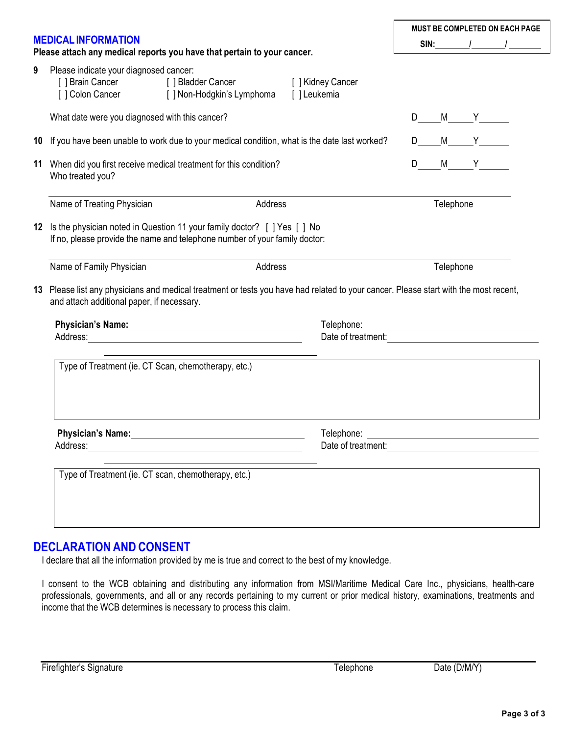MUST BE COMPLETED ON EACH PAGE

SIN:_______/_______/_______

## MEDICAL INFORMATION

**Please attach any medical reports you have that pertain to your cancer.**

**9** Please indicate your diagnosed cancer:

[ ] Brain Cancer [ ] Bladder Cancer [ ] Kidney Cancer

[ ] Colon Cancer [ ] Non-Hodgkin's Lymphoma [ ] Leukemia

What date were you diagnosed with this cancer? D_____M_____Y______

**10** If you have been unable to work due to your medical condition, what is the date last worked? D_____M_____Y______

**11** When did you first receive medical treatment for this condition? D_____M_____Y______

Who treated you?

_______________________________________________________________

Name of Treating Physician Address Telephone

**12** Is the physician noted in Question 11 your family doctor? [ ] Yes [ ] No

If no, please provide the name and telephone number of your family doctor:

_______________________________________________________________

Name of Family Physician Address Telephone

**13** Please list any physicians and medical treatment or tests you have had related to your cancer. Please start with the most recent, and attach additional paper, if necessary.

**Physician's Name:**_______________________ Telephone: _______________________

Address:_______________________ Date of treatment:_______________________

_______________________

Type of Treatment (ie. CT Scan, chemotherapy, etc.)

**Physician's Name:**_______________________ Telephone: _______________________

Address:_______________________ Date of treatment:_______________________

_______________________

Type of Treatment (ie. CT scan, chemotherapy, etc.)

## DECLARATION AND CONSENT

I declare that all the information provided by me is true and correct to the best of my knowledge.

I consent to the WCB obtaining and distributing any information from MSI/Maritime Medical Care Inc., physicians, health-care professionals, governments, and all or any records pertaining to my current or prior medical history, examinations, treatments and income that the WCB determines is necessary to process this claim.

_______________________________________________________________

Firefighter's Signature Telephone Date (D/M/Y)